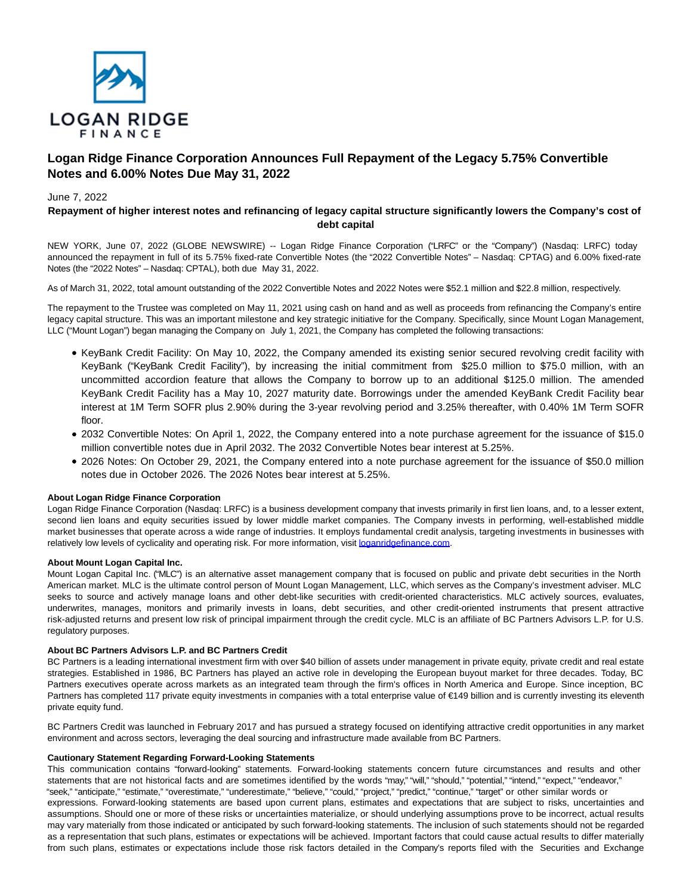# Logan Ridge Finance Corporation Announces Full Repayment of the Legacy 5.75% Convertible Notes and 6.00% Notes Due May 31, 2022

June 7, 2022

**Repayment of higher interest notes and refinancing of legacy capital structure significantly lowers the Company's cost of debt capital**

NEW YORK, June 07, 2022 (GLOBE NEWSWIRE) -- Logan Ridge Finance Corporation ("LRFC" or the "Company") (Nasdaq: LRFC) today announced the repayment in full of its 5.75% fixed-rate Convertible Notes (the "2022 Convertible Notes" – Nasdaq: CPTAG) and 6.00% fixed-rate Notes (the "2022 Notes" – Nasdaq: CPTAL), both due May 31, 2022.

As of March 31, 2022, total amount outstanding of the 2022 Convertible Notes and 2022 Notes were $52.1 million and $22.8 million, respectively.

The repayment to the Trustee was completed on May 11, 2021 using cash on hand and as well as proceeds from refinancing the Company's entire legacy capital structure. This was an important milestone and key strategic initiative for the Company. Specifically, since Mount Logan Management, LLC ("Mount Logan") began managing the Company on July 1, 2021, the Company has completed the following transactions:

- KeyBank Credit Facility: On May 10, 2022, the Company amended its existing senior secured revolving credit facility with KeyBank ("KeyBank Credit Facility"), by increasing the initial commitment from $25.0 million to $75.0 million, with an uncommitted accordion feature that allows the Company to borrow up to an additional $125.0 million. The amended KeyBank Credit Facility has a May 10, 2027 maturity date. Borrowings under the amended KeyBank Credit Facility bear interest at 1M Term SOFR plus 2.90% during the 3-year revolving period and 3.25% thereafter, with 0.40% 1M Term SOFR floor.
- 2032 Convertible Notes: On April 1, 2022, the Company entered into a note purchase agreement for the issuance of $15.0 million convertible notes due in April 2032. The 2032 Convertible Notes bear interest at 5.25%.
- 2026 Notes: On October 29, 2021, the Company entered into a note purchase agreement for the issuance of $50.0 million notes due in October 2026. The 2026 Notes bear interest at 5.25%.

**About Logan Ridge Finance Corporation**

Logan Ridge Finance Corporation (Nasdaq: LRFC) is a business development company that invests primarily in first lien loans, and, to a lesser extent, second lien loans and equity securities issued by lower middle market companies. The Company invests in performing, well-established middle market businesses that operate across a wide range of industries. It employs fundamental credit analysis, targeting investments in businesses with relatively low levels of cyclicality and operating risk. For more information, visit loganridgefinance.com.

**About Mount Logan Capital Inc.**

Mount Logan Capital Inc. ("MLC") is an alternative asset management company that is focused on public and private debt securities in the North American market. MLC is the ultimate control person of Mount Logan Management, LLC, which serves as the Company's investment adviser. MLC seeks to source and actively manage loans and other debt-like securities with credit-oriented characteristics. MLC actively sources, evaluates, underwrites, manages, monitors and primarily invests in loans, debt securities, and other credit-oriented instruments that present attractive risk-adjusted returns and present low risk of principal impairment through the credit cycle. MLC is an affiliate of BC Partners Advisors L.P. for U.S. regulatory purposes.

**About BC Partners Advisors L.P. and BC Partners Credit**

BC Partners is a leading international investment firm with over $40 billion of assets under management in private equity, private credit and real estate strategies. Established in 1986, BC Partners has played an active role in developing the European buyout market for three decades. Today, BC Partners executives operate across markets as an integrated team through the firm's offices in North America and Europe. Since inception, BC Partners has completed 117 private equity investments in companies with a total enterprise value of €149 billion and is currently investing its eleventh private equity fund.

BC Partners Credit was launched in February 2017 and has pursued a strategy focused on identifying attractive credit opportunities in any market environment and across sectors, leveraging the deal sourcing and infrastructure made available from BC Partners.

**Cautionary Statement Regarding Forward-Looking Statements**

This communication contains "forward-looking" statements. Forward-looking statements concern future circumstances and results and other statements that are not historical facts and are sometimes identified by the words "may," "will," "should," "potential," "intend," "expect," "endeavor," "seek," "anticipate," "estimate," "overestimate," "underestimate," "believe," "could," "project," "predict," "continue," "target" or other similar words or expressions. Forward-looking statements are based upon current plans, estimates and expectations that are subject to risks, uncertainties and assumptions. Should one or more of these risks or uncertainties materialize, or should underlying assumptions prove to be incorrect, actual results may vary materially from those indicated or anticipated by such forward-looking statements. The inclusion of such statements should not be regarded as a representation that such plans, estimates or expectations will be achieved. Important factors that could cause actual results to differ materially from such plans, estimates or expectations include those risk factors detailed in the Company's reports filed with the Securities and Exchange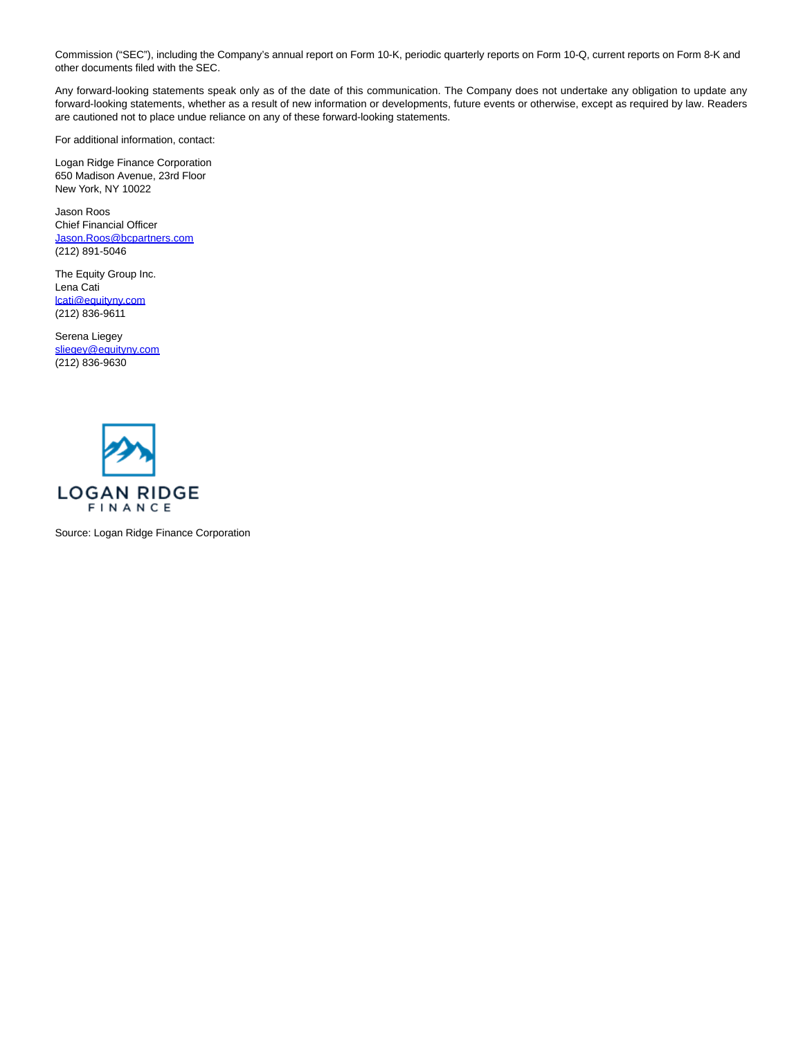Commission ("SEC"), including the Company's annual report on Form 10-K, periodic quarterly reports on Form 10-Q, current reports on Form 8-K and other documents filed with the SEC.

Any forward-looking statements speak only as of the date of this communication. The Company does not undertake any obligation to update any forward-looking statements, whether as a result of new information or developments, future events or otherwise, except as required by law. Readers are cautioned not to place undue reliance on any of these forward-looking statements.

For additional information, contact:

Logan Ridge Finance Corporation
650 Madison Avenue, 23rd Floor
New York, NY 10022

Jason Roos
Chief Financial Officer
Jason.Roos@bcpartners.com
(212) 891-5046

The Equity Group Inc.
Lena Cati
lcati@equityny.com
(212) 836-9611

Serena Liegey
sliegey@equityny.com
(212) 836-9630

LOGAN RIDGE
FINANCE

Source: Logan Ridge Finance Corporation